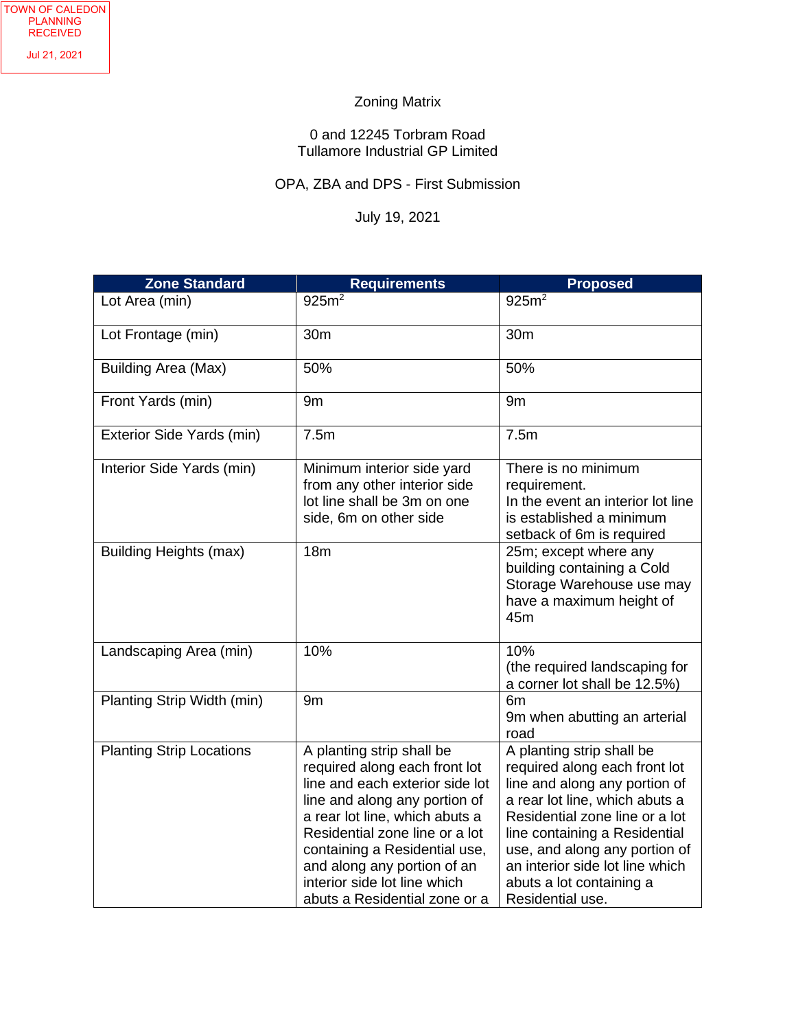TOWN OF CALEDON PLANNING RECEIVED

Jul 21, 2021

Zoning Matrix

0 and 12245 Torbram Road
Tullamore Industrial GP Limited

OPA, ZBA and DPS - First Submission

July 19, 2021

| Zone Standard | Requirements | Proposed |
|---|---|---|
| Lot Area (min) | 925m$^2$ | 925m$^2$ |
| Lot Frontage (min) | 30m | 30m |
| Building Area (Max) | 50% | 50% |
| Front Yards (min) | 9m | 9m |
| Exterior Side Yards (min) | 7.5m | 7.5m |
| Interior Side Yards (min) | Minimum interior side yard from any other interior side lot line shall be 3m on one side, 6m on other side | There is no minimum requirement. In the event an interior lot line is established a minimum setback of 6m is required |
| Building Heights (max) | 18m | 25m; except where any building containing a Cold Storage Warehouse use may have a maximum height of 45m |
| Landscaping Area (min) | 10% | 10% (the required landscaping for a corner lot shall be 12.5%) |
| Planting Strip Width (min) | 9m | 6m 9m when abutting an arterial road |
| Planting Strip Locations | A planting strip shall be required along each front lot line and each exterior side lot line and along any portion of a rear lot line, which abuts a Residential zone line or a lot containing a Residential use, and along any portion of an interior side lot line which abuts a Residential zone or a | A planting strip shall be required along each front lot line and along any portion of a rear lot line, which abuts a Residential zone line or a lot line containing a Residential use, and along any portion of an interior side lot line which abuts a lot containing a Residential use. |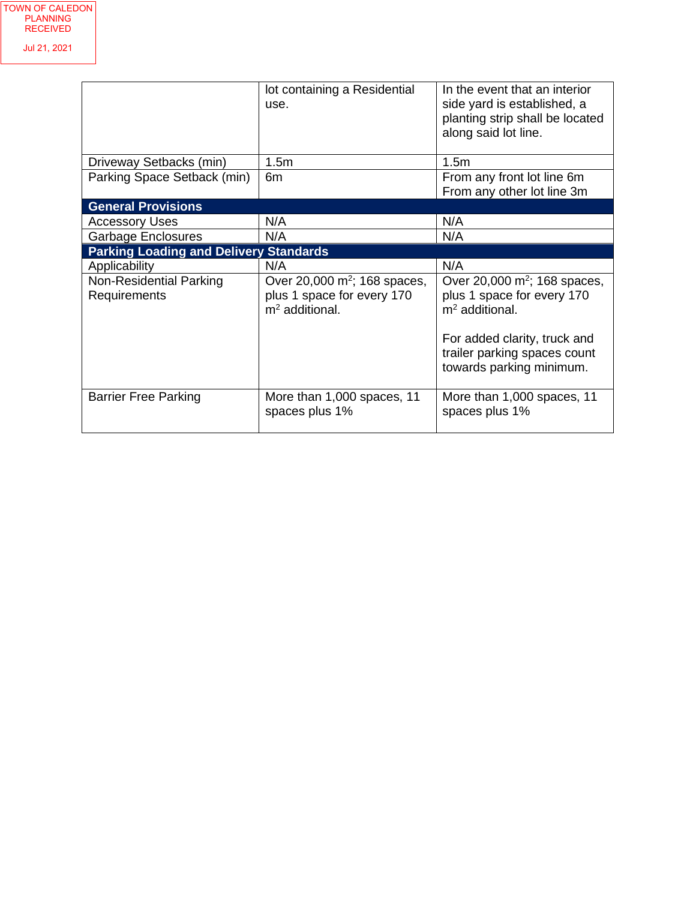| | | |
|---|---|---|
| | lot containing a Residential use. | In the event that an interior side yard is established, a planting strip shall be located along said lot line. |
| Driveway Setbacks (min) | 1.5m | 1.5m |
| Parking Space Setback (min) | 6m | From any front lot line 6m<br>From any other lot line 3m |
| **General Provisions** | | |
| Accessory Uses | N/A | N/A |
| Garbage Enclosures | N/A | N/A |
| **Parking Loading and Delivery Standards** | | |
| Applicability | N/A | N/A |
| Non-Residential Parking Requirements | Over 20,000 $m^2$; 168 spaces, plus 1 space for every 170 $m^2$ additional. | Over 20,000 $m^2$; 168 spaces, plus 1 space for every 170 $m^2$ additional.<br><br>For added clarity, truck and trailer parking spaces count towards parking minimum. |
| Barrier Free Parking | More than 1,000 spaces, 11 spaces plus 1% | More than 1,000 spaces, 11 spaces plus 1% |